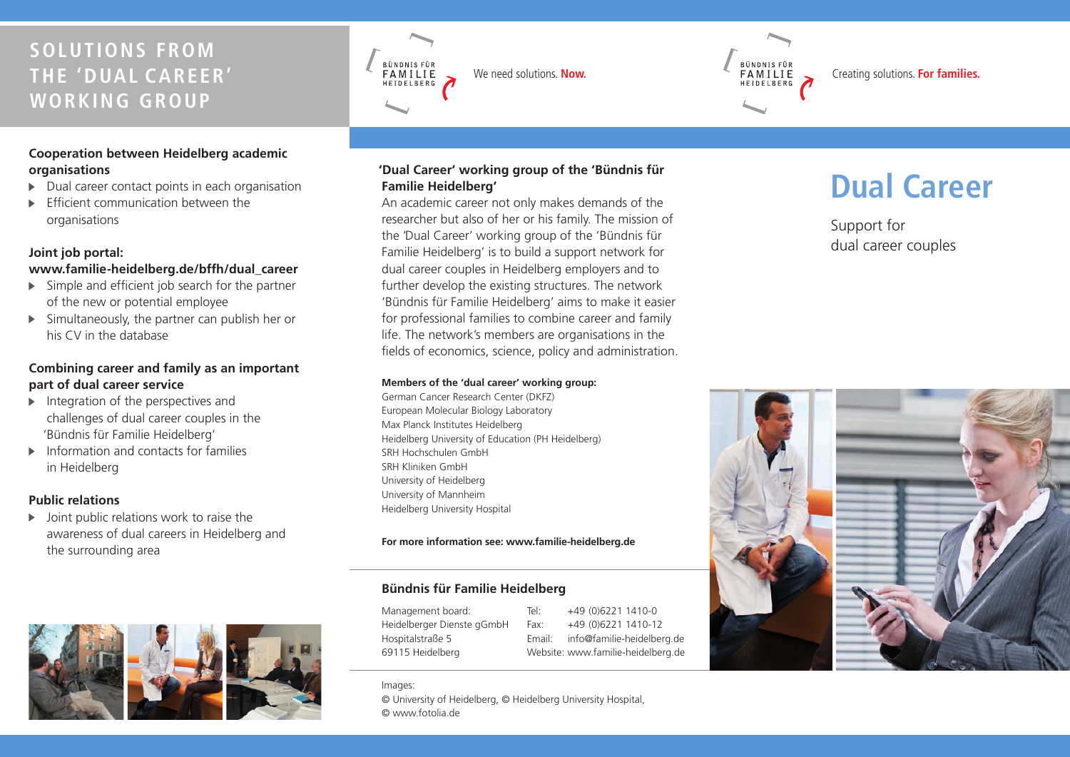# SOLUTIONS FROM THE 'DUAL CAREER' WORKING GROUP

**Cooperation between Heidelberg academic organisations**

- Dual career contact points in each organisation
- Efficient communication between the organisations

**Joint job portal: www.familie-heidelberg.de/bffh/dual_career**

- Simple and efficient job search for the partner of the new or potential employee
- Simultaneously, the partner can publish her or his CV in the database

**Combining career and family as an important part of dual career service**

- Integration of the perspectives and challenges of dual career couples in the 'Bündnis für Familie Heidelberg'
- Information and contacts for families in Heidelberg

**Public relations**

- Joint public relations work to raise the awareness of dual careers in Heidelberg and the surrounding area

BÜNDNIS FÜR FAMILIE HEIDELBERG — We need solutions. **Now.**

**'Dual Career' working group of the 'Bündnis für Familie Heidelberg'**

An academic career not only makes demands of the researcher but also of her or his family. The mission of the 'Dual Career' working group of the 'Bündnis für Familie Heidelberg' is to build a support network for dual career couples in Heidelberg employers and to further develop the existing structures. The network 'Bündnis für Familie Heidelberg' aims to make it easier for professional families to combine career and family life. The network's members are organisations in the fields of economics, science, policy and administration.

**Members of the 'dual career' working group:**

German Cancer Research Center (DKFZ)
European Molecular Biology Laboratory
Max Planck Institutes Heidelberg
Heidelberg University of Education (PH Heidelberg)
SRH Hochschulen GmbH
SRH Kliniken GmbH
University of Heidelberg
University of Mannheim
Heidelberg University Hospital

**For more information see: www.familie-heidelberg.de**

**Bündnis für Familie Heidelberg**

Management board:
Heidelberger Dienste gGmbH
Hospitalstraße 5
69115 Heidelberg

Tel: +49 (0)6221 1410-0
Fax: +49 (0)6221 1410-12
Email: info@familie-heidelberg.de
Website: www.familie-heidelberg.de

Images:
© University of Heidelberg, © Heidelberg University Hospital,
© www.fotolia.de

BÜNDNIS FÜR FAMILIE HEIDELBERG — Creating solutions. **For families.**

# Dual Career

Support for dual career couples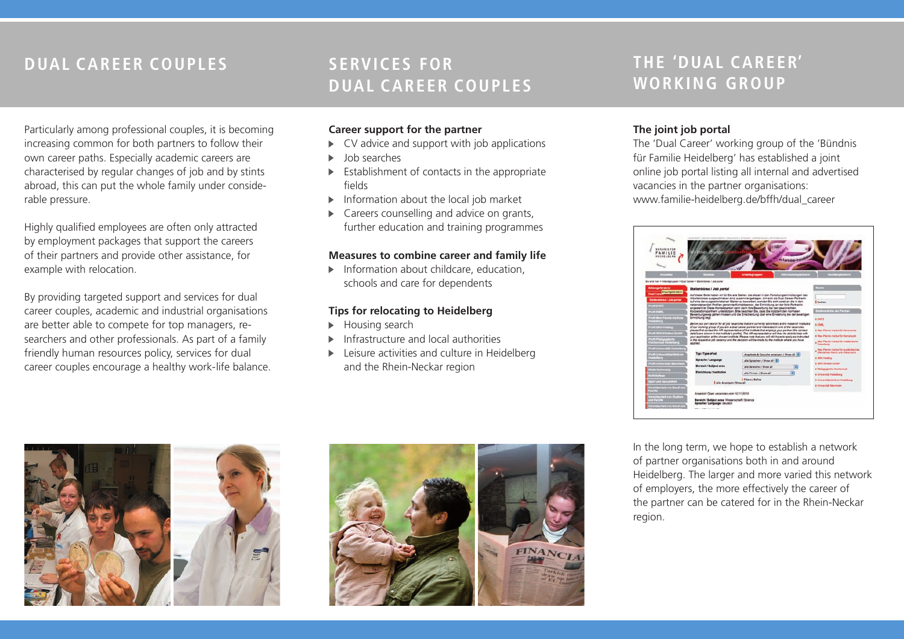## DUAL CAREER COUPLES

Particularly among professional couples, it is becoming increasing common for both partners to follow their own career paths. Especially academic careers are characterised by regular changes of job and by stints abroad, this can put the whole family under considerable pressure.

Highly qualified employees are often only attracted by employment packages that support the careers of their partners and provide other assistance, for example with relocation.

By providing targeted support and services for dual career couples, academic and industrial organisations are better able to compete for top managers, researchers and other professionals. As part of a family friendly human resources policy, services for dual career couples encourage a healthy work-life balance.

## SERVICES FOR DUAL CAREER COUPLES

**Career support for the partner**

- CV advice and support with job applications
- Job searches
- Establishment of contacts in the appropriate fields
- Information about the local job market
- Careers counselling and advice on grants, further education and training programmes

**Measures to combine career and family life**

- Information about childcare, education, schools and care for dependents

**Tips for relocating to Heidelberg**

- Housing search
- Infrastructure and local authorities
- Leisure activities and culture in Heidelberg and the Rhein-Neckar region

## THE 'DUAL CAREER' WORKING GROUP

**The joint job portal**

The 'Dual Career' working group of the 'Bündnis für Familie Heidelberg' has established a joint online job portal listing all internal and advertised vacancies in the partner organisations:
www.familie-heidelberg.de/bffh/dual_career

In the long term, we hope to establish a network of partner organisations both in and around Heidelberg. The larger and more varied this network of employers, the more effectively the career of the partner can be catered for in the Rhein-Neckar region.